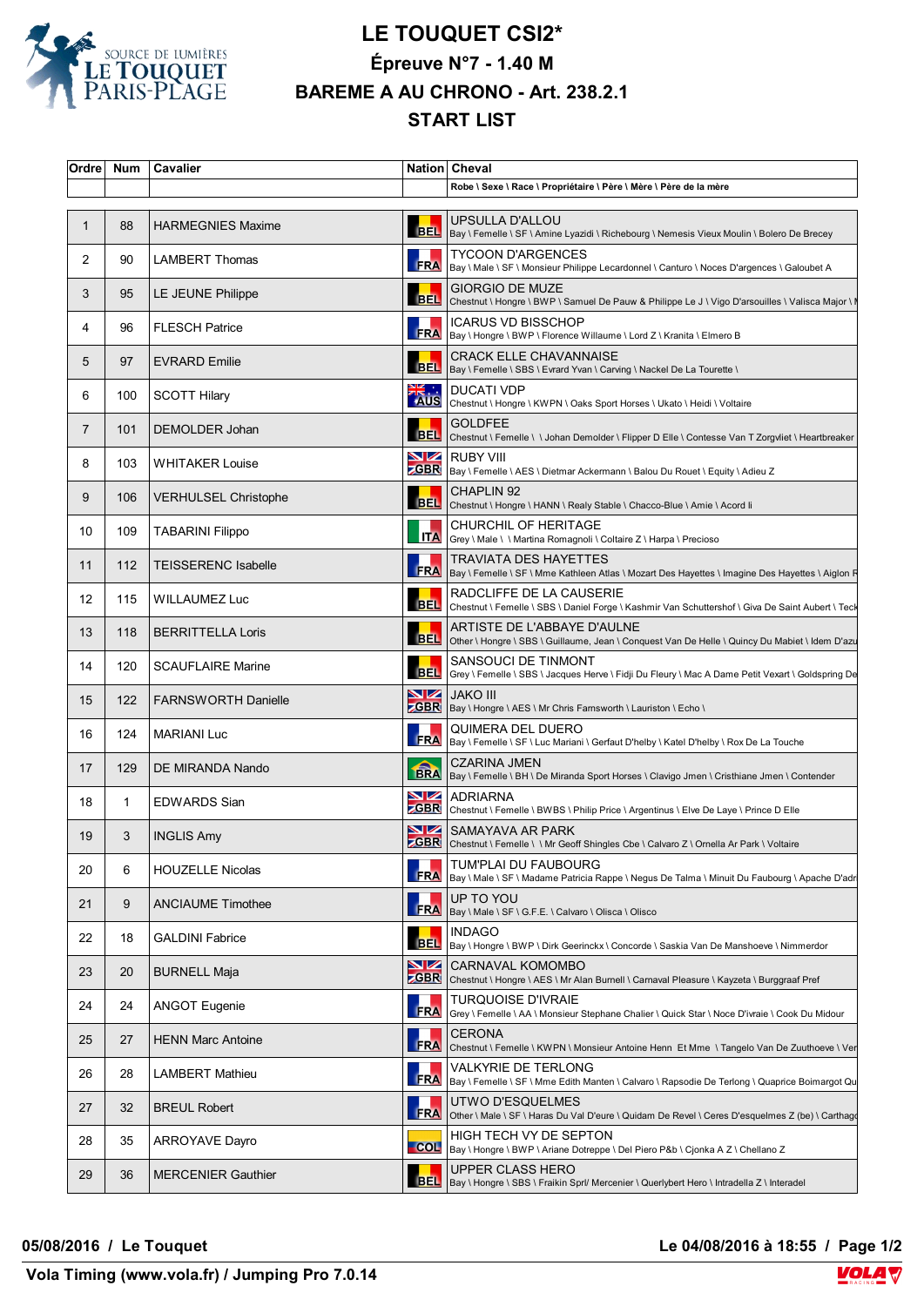# LE TOUQUET CSI2*

## Épreuve N°7 - 1.40 M

## BAREME A AU CHRONO - Art. 238.2.1

## START LIST

| Ordre | Num | Cavalier | Nation | Cheval |
|---|---|---|---|---|
| | | | | Robe \ Sexe \ Race \ Propriétaire \ Père \ Mère \ Père de la mère |
| 1 | 88 | HARMEGNIES Maxime | BEL | UPSULLA D'ALLOU<br>Bay \ Femelle \ SF \ Amine Lyazidi \ Richebourg \ Nemesis Vieux Moulin \ Bolero De Brecey |
| 2 | 90 | LAMBERT Thomas | FRA | TYCOON D'ARGENCES<br>Bay \ Male \ SF \ Monsieur Philippe Lecardonnel \ Canturo \ Noces D'argences \ Galoubet A |
| 3 | 95 | LE JEUNE Philippe | BEL | GIORGIO DE MUZE<br>Chestnut \ Hongre \ BWP \ Samuel De Pauw & Philippe Le J \ Vigo D'arsouilles \ Valisca Major \ M |
| 4 | 96 | FLESCH Patrice | FRA | ICARUS VD BISSCHOP<br>Bay \ Hongre \ BWP \ Florence Willaume \ Lord Z \ Kranita \ Elmero B |
| 5 | 97 | EVRARD Emilie | BEL | CRACK ELLE CHAVANNAISE<br>Bay \ Femelle \ SBS \ Evrard Yvan \ Carving \ Nackel De La Tourette \ |
| 6 | 100 | SCOTT Hilary | AUS | DUCATI VDP<br>Chestnut \ Hongre \ KWPN \ Oaks Sport Horses \ Ukato \ Heidi \ Voltaire |
| 7 | 101 | DEMOLDER Johan | BEL | GOLDFEE<br>Chestnut \ Femelle \ \ Johan Demolder \ Flipper D Elle \ Contesse Van T Zorgvliet \ Heartbreaker |
| 8 | 103 | WHITAKER Louise | GBR | RUBY VIII<br>Bay \ Femelle \ AES \ Dietmar Ackermann \ Balou Du Rouet \ Equity \ Adieu Z |
| 9 | 106 | VERHULSEL Christophe | BEL | CHAPLIN 92<br>Chestnut \ Hongre \ HANN \ Realy Stable \ Chacco-Blue \ Amie \ Acord Ii |
| 10 | 109 | TABARINI Filippo | ITA | CHURCHIL OF HERITAGE<br>Grey \ Male \ \ Martina Romagnoli \ Coltaire Z \ Harpa \ Precioso |
| 11 | 112 | TEISSERENC Isabelle | FRA | TRAVIATA DES HAYETTES<br>Bay \ Femelle \ SF \ Mme Kathleen Atlas \ Mozart Des Hayettes \ Imagine Des Hayettes \ Aiglon R |
| 12 | 115 | WILLAUMEZ Luc | BEL | RADCLIFFE DE LA CAUSERIE<br>Chestnut \ Femelle \ SBS \ Daniel Forge \ Kashmir Van Schuttershof \ Giva De Saint Aubert \ Teck |
| 13 | 118 | BERRITTELLA Loris | BEL | ARTISTE DE L'ABBAYE D'AULNE<br>Other \ Hongre \ SBS \ Guillaume, Jean \ Conquest Van De Helle \ Quincy Du Mabiet \ Idem D'azu |
| 14 | 120 | SCAUFLAIRE Marine | BEL | SANSOUCI DE TINMONT<br>Grey \ Femelle \ SBS \ Jacques Herve \ Fidji Du Fleury \ Mac A Dame Petit Vexart \ Goldspring De |
| 15 | 122 | FARNSWORTH Danielle | GBR | JAKO III<br>Bay \ Hongre \ AES \ Mr Chris Farnsworth \ Lauriston \ Echo \ |
| 16 | 124 | MARIANI Luc | FRA | QUIMERA DEL DUERO<br>Bay \ Femelle \ SF \ Luc Mariani \ Gerfaut D'helby \ Katel D'helby \ Rox De La Touche |
| 17 | 129 | DE MIRANDA Nando | BRA | CZARINA JMEN<br>Bay \ Femelle \ BH \ De Miranda Sport Horses \ Clavigo Jmen \ Cristhiane Jmen \ Contender |
| 18 | 1 | EDWARDS Sian | GBR | ADRIARNA<br>Chestnut \ Femelle \ BWBS \ Philip Price \ Argentinus \ Elve De Laye \ Prince D Elle |
| 19 | 3 | INGLIS Amy | GBR | SAMAYAVA AR PARK<br>Chestnut \ Femelle \ \ Mr Geoff Shingles Cbe \ Calvaro Z \ Ornella Ar Park \ Voltaire |
| 20 | 6 | HOUZELLE Nicolas | FRA | TUM'PLAI DU FAUBOURG<br>Bay \ Male \ SF \ Madame Patricia Rappe \ Negus De Talma \ Minuit Du Faubourg \ Apache D'adr |
| 21 | 9 | ANCIAUME Timothee | FRA | UP TO YOU<br>Bay \ Male \ SF \ G.F.E. \ Calvaro \ Olisca \ Olisco |
| 22 | 18 | GALDINI Fabrice | BEL | INDAGO<br>Bay \ Hongre \ BWP \ Dirk Geerinckx \ Concorde \ Saskia Van De Manshoeve \ Nimmerdor |
| 23 | 20 | BURNELL Maja | GBR | CARNAVAL KOMOMBO<br>Chestnut \ Hongre \ AES \ Mr Alan Burnell \ Carnaval Pleasure \ Kayzeta \ Burggraaf Pref |
| 24 | 24 | ANGOT Eugenie | FRA | TURQUOISE D'IVRAIE<br>Grey \ Femelle \ AA \ Monsieur Stephane Chalier \ Quick Star \ Noce D'ivraie \ Cook Du Midour |
| 25 | 27 | HENN Marc Antoine | FRA | CERONA<br>Chestnut \ Femelle \ KWPN \ Monsieur Antoine Henn Et Mme \ Tangelo Van De Zuuthoeve \ Ver |
| 26 | 28 | LAMBERT Mathieu | FRA | VALKYRIE DE TERLONG<br>Bay \ Femelle \ SF \ Mme Edith Manten \ Calvaro \ Rapsodie De Terlong \ Quaprice Boimargot Qu |
| 27 | 32 | BREUL Robert | FRA | UTWO D'ESQUELMES<br>Other \ Male \ SF \ Haras Du Val D'eure \ Quidam De Revel \ Ceres D'esquelmes Z (be) \ Carthago |
| 28 | 35 | ARROYAVE Dayro | COL | HIGH TECH VY DE SEPTON<br>Bay \ Hongre \ BWP \ Ariane Dotreppe \ Del Piero P&b \ Cjonka A Z \ Chellano Z |
| 29 | 36 | MERCENIER Gauthier | BEL | UPPER CLASS HERO<br>Bay \ Hongre \ SBS \ Fraikin Sprl/ Mercenier \ Querlybert Hero \ Intradella Z \ Interadel |

**05/08/2016 / Le Touquet** — **Le 04/08/2016 à 18:55**

**Vola Timing (www.vola.fr) / Jumping Pro 7.0.14**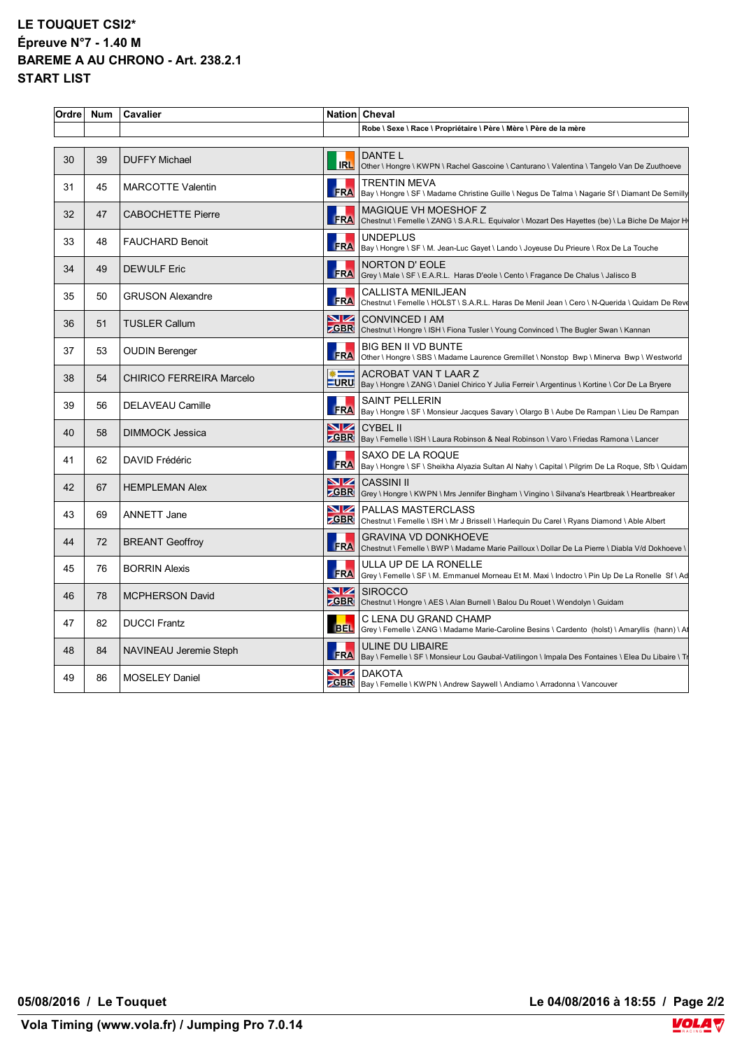**LE TOUQUET CSI2***
**Épreuve N°7 - 1.40 M**
**BAREME A AU CHRONO - Art. 238.2.1**
**START LIST**

| Ordre | Num | Cavalier | Nation | Cheval |
|---|---|---|---|---|
| | | | | Robe \ Sexe \ Race \ Propriétaire \ Père \ Mère \ Père de la mère |
| 30 | 39 | DUFFY Michael | IRL | DANTE L<br>Other \ Hongre \ KWPN \ Rachel Gascoine \ Canturano \ Valentina \ Tangelo Van De Zuuthoeve |
| 31 | 45 | MARCOTTE Valentin | FRA | TRENTIN MEVA<br>Bay \ Hongre \ SF \ Madame Christine Guille \ Negus De Talma \ Nagarie Sf \ Diamant De Semilly |
| 32 | 47 | CABOCHETTE Pierre | FRA | MAGIQUE VH MOESHOF Z<br>Chestnut \ Femelle \ ZANG \ S.A.R.L. Equivalor \ Mozart Des Hayettes (be) \ La Biche De Major H |
| 33 | 48 | FAUCHARD Benoit | FRA | UNDEPLUS<br>Bay \ Hongre \ SF \ M. Jean-Luc Gayet \ Lando \ Joyeuse Du Prieure \ Rox De La Touche |
| 34 | 49 | DEWULF Eric | FRA | NORTON D' EOLE<br>Grey \ Male \ SF \ E.A.R.L. Haras D'eole \ Cento \ Fragance De Chalus \ Jalisco B |
| 35 | 50 | GRUSON Alexandre | FRA | CALLISTA MENILJEAN<br>Chestnut \ Femelle \ HOLST \ S.A.R.L. Haras De Menil Jean \ Cero \ N-Querida \ Quidam De Reve |
| 36 | 51 | TUSLER Callum | GBR | CONVINCED I AM<br>Chestnut \ Hongre \ ISH \ Fiona Tusler \ Young Convinced \ The Bugler Swan \ Kannan |
| 37 | 53 | OUDIN Berenger | FRA | BIG BEN II VD BUNTE<br>Other \ Hongre \ SBS \ Madame Laurence Gremillet \ Nonstop Bwp \ Minerva Bwp \ Westworld |
| 38 | 54 | CHIRICO FERREIRA Marcelo | URU | ACROBAT VAN T LAAR Z<br>Bay \ Hongre \ ZANG \ Daniel Chirico Y Julia Ferreir \ Argentinus \ Kortine \ Cor De La Bryere |
| 39 | 56 | DELAVEAU Camille | FRA | SAINT PELLERIN<br>Bay \ Hongre \ SF \ Monsieur Jacques Savary \ Olargo B \ Aube De Rampan \ Lieu De Rampan |
| 40 | 58 | DIMMOCK Jessica | GBR | CYBEL II<br>Bay \ Femelle \ ISH \ Laura Robinson & Neal Robinson \ Varo \ Friedas Ramona \ Lancer |
| 41 | 62 | DAVID Frédéric | FRA | SAXO DE LA ROQUE<br>Bay \ Hongre \ SF \ Sheikha Alyazia Sultan Al Nahy \ Capital \ Pilgrim De La Roque, Sfb \ Quidam |
| 42 | 67 | HEMPLEMAN Alex | GBR | CASSINI II<br>Grey \ Hongre \ KWPN \ Mrs Jennifer Bingham \ Vingino \ Silvana's Heartbreak \ Heartbreaker |
| 43 | 69 | ANNETT Jane | GBR | PALLAS MASTERCLASS<br>Chestnut \ Femelle \ ISH \ Mr J Brissell \ Harlequin Du Carel \ Ryans Diamond \ Able Albert |
| 44 | 72 | BREANT Geoffroy | FRA | GRAVINA VD DONKHOEVE<br>Chestnut \ Femelle \ BWP \ Madame Marie Pailloux \ Dollar De La Pierre \ Diabla V/d Dokhoeve \ |
| 45 | 76 | BORRIN Alexis | FRA | ULLA UP DE LA RONELLE<br>Grey \ Femelle \ SF \ M. Emmanuel Morneau Et M. Maxi \ Indoctro \ Pin Up De La Ronelle Sf \ Ad |
| 46 | 78 | MCPHERSON David | GBR | SIROCCO<br>Chestnut \ Hongre \ AES \ Alan Burnell \ Balou Du Rouet \ Wendolyn \ Guidam |
| 47 | 82 | DUCCI Frantz | BEL | C LENA DU GRAND CHAMP<br>Grey \ Femelle \ ZANG \ Madame Marie-Caroline Besins \ Cardento (holst) \ Amaryllis (hann) \ A |
| 48 | 84 | NAVINEAU Jeremie Steph | FRA | ULINE DU LIBAIRE<br>Bay \ Femelle \ SF \ Monsieur Lou Gaubal-Vatilingon \ Impala Des Fontaines \ Elea Du Libaire \ T |
| 49 | 86 | MOSELEY Daniel | GBR | DAKOTA<br>Bay \ Femelle \ KWPN \ Andrew Saywell \ Andiamo \ Arradonna \ Vancouver |

**05/08/2016 / Le Touquet** — **Le 04/08/2016 à 18:55**

**Vola Timing (www.vola.fr) / Jumping Pro 7.0.14**